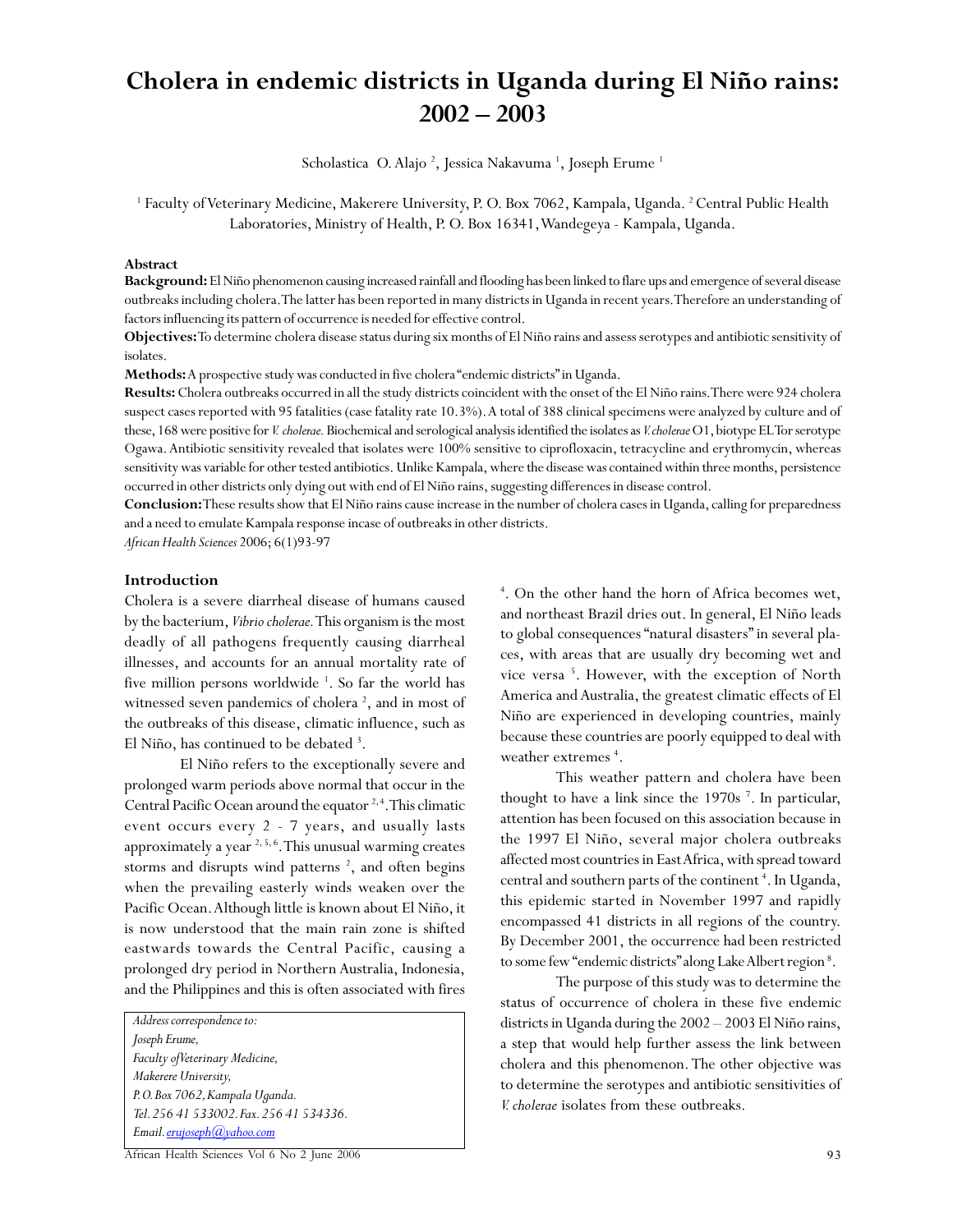# Cholera in endemic districts in Uganda during El Niño rains: 2002 – 2003

Scholastica O. Alajo [2], Jessica Nakavuma [1], Joseph Erume [1]

[1] Faculty of Veterinary Medicine, Makerere University, P. O. Box 7062, Kampala, Uganda. [2] Central Public Health Laboratories, Ministry of Health, P. O. Box 16341, Wandegeya - Kampala, Uganda.

## Abstract

**Background:** El Niño phenomenon causing increased rainfall and flooding has been linked to flare ups and emergence of several disease outbreaks including cholera. The latter has been reported in many districts in Uganda in recent years. Therefore an understanding of factors influencing its pattern of occurrence is needed for effective control.

**Objectives:** To determine cholera disease status during six months of El Niño rains and assess serotypes and antibiotic sensitivity of isolates.

**Methods:** A prospective study was conducted in five cholera "endemic districts" in Uganda.

**Results:** Cholera outbreaks occurred in all the study districts coincident with the onset of the El Niño rains. There were 924 cholera suspect cases reported with 95 fatalities (case fatality rate 10.3%). A total of 388 clinical specimens were analyzed by culture and of these, 168 were positive for *V. cholerae.* Biochemical and serological analysis identified the isolates as *V. cholerae* O1, biotype EL Tor serotype Ogawa. Antibiotic sensitivity revealed that isolates were 100% sensitive to ciprofloxacin, tetracycline and erythromycin, whereas sensitivity was variable for other tested antibiotics. Unlike Kampala, where the disease was contained within three months, persistence occurred in other districts only dying out with end of El Niño rains, suggesting differences in disease control.

**Conclusion:** These results show that El Niño rains cause increase in the number of cholera cases in Uganda, calling for preparedness and a need to emulate Kampala response incase of outbreaks in other districts.

*African Health Sciences* 2006; 6(1)93-97

## Introduction

Cholera is a severe diarrheal disease of humans caused by the bacterium, *Vibrio cholerae*. This organism is the most deadly of all pathogens frequently causing diarrheal illnesses, and accounts for an annual mortality rate of five million persons worldwide [1]. So far the world has witnessed seven pandemics of cholera [2], and in most of the outbreaks of this disease, climatic influence, such as El Niño, has continued to be debated [3].

El Niño refers to the exceptionally severe and prolonged warm periods above normal that occur in the Central Pacific Ocean around the equator [2, 4]. This climatic event occurs every 2 - 7 years, and usually lasts approximately a year [2, 5, 6]. This unusual warming creates storms and disrupts wind patterns [2], and often begins when the prevailing easterly winds weaken over the Pacific Ocean. Although little is known about El Niño, it is now understood that the main rain zone is shifted eastwards towards the Central Pacific, causing a prolonged dry period in Northern Australia, Indonesia, and the Philippines and this is often associated with fires [4]. On the other hand the horn of Africa becomes wet, and northeast Brazil dries out. In general, El Niño leads to global consequences "natural disasters" in several places, with areas that are usually dry becoming wet and vice versa [5]. However, with the exception of North America and Australia, the greatest climatic effects of El Niño are experienced in developing countries, mainly because these countries are poorly equipped to deal with weather extremes [4].

This weather pattern and cholera have been thought to have a link since the 1970s [7]. In particular, attention has been focused on this association because in the 1997 El Niño, several major cholera outbreaks affected most countries in East Africa, with spread toward central and southern parts of the continent [4]. In Uganda, this epidemic started in November 1997 and rapidly encompassed 41 districts in all regions of the country. By December 2001, the occurrence had been restricted to some few "endemic districts" along Lake Albert region [8].

The purpose of this study was to determine the status of occurrence of cholera in these five endemic districts in Uganda during the 2002 – 2003 El Niño rains, a step that would help further assess the link between cholera and this phenomenon. The other objective was to determine the serotypes and antibiotic sensitivities of *V. cholerae* isolates from these outbreaks.

*Address correspondence to:*
*Joseph Erume,*
*Faculty of Veterinary Medicine,*
*Makerere University,*
*P. O. Box 7062, Kampala Uganda.*
*Tel. 256 41 533002. Fax. 256 41 534336.*
*Email. erujoseph@yahoo.com*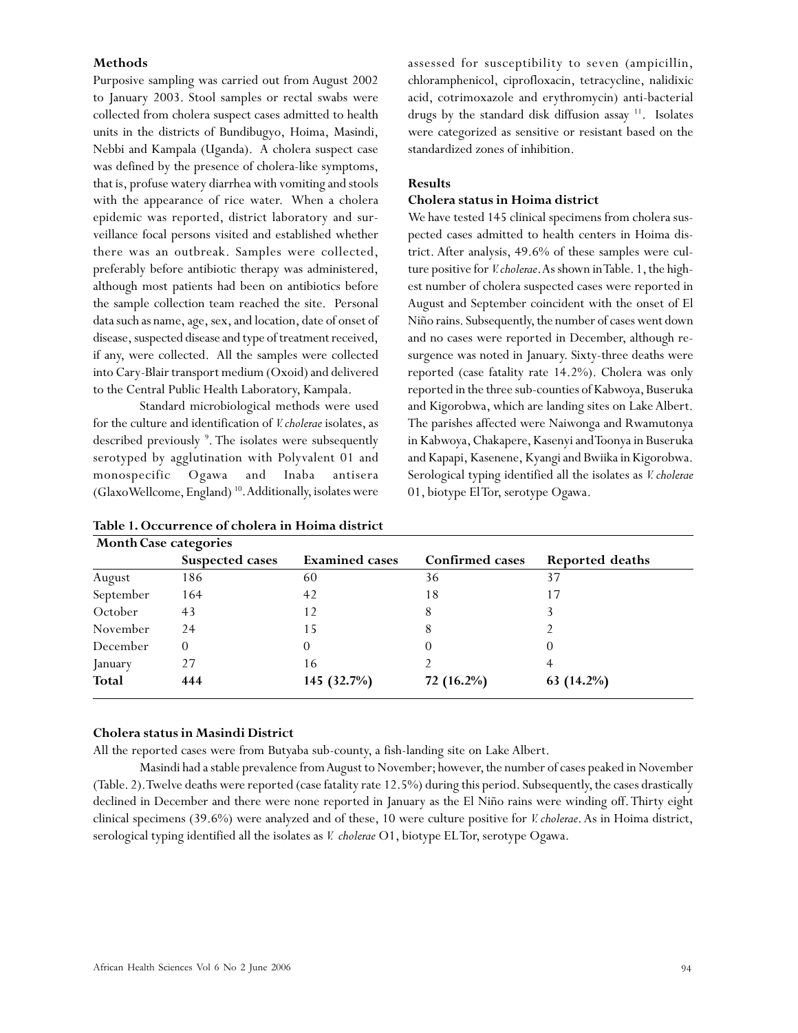### Methods

Purposive sampling was carried out from August 2002 to January 2003. Stool samples or rectal swabs were collected from cholera suspect cases admitted to health units in the districts of Bundibugyo, Hoima, Masindi, Nebbi and Kampala (Uganda). A cholera suspect case was defined by the presence of cholera-like symptoms, that is, profuse watery diarrhea with vomiting and stools with the appearance of rice water. When a cholera epidemic was reported, district laboratory and surveillance focal persons visited and established whether there was an outbreak. Samples were collected, preferably before antibiotic therapy was administered, although most patients had been on antibiotics before the sample collection team reached the site. Personal data such as name, age, sex, and location, date of onset of disease, suspected disease and type of treatment received, if any, were collected. All the samples were collected into Cary-Blair transport medium (Oxoid) and delivered to the Central Public Health Laboratory, Kampala.

Standard microbiological methods were used for the culture and identification of *V. cholerae* isolates, as described previously [9]. The isolates were subsequently serotyped by agglutination with Polyvalent 01 and monospecific Ogawa and Inaba antisera (GlaxoWellcome, England) [10]. Additionally, isolates were assessed for susceptibility to seven (ampicillin, chloramphenicol, ciprofloxacin, tetracycline, nalidixic acid, cotrimoxazole and erythromycin) anti-bacterial drugs by the standard disk diffusion assay [11]. Isolates were categorized as sensitive or resistant based on the standardized zones of inhibition.

### Results

#### Cholera status in Hoima district

We have tested 145 clinical specimens from cholera suspected cases admitted to health centers in Hoima district. After analysis, 49.6% of these samples were culture positive for *V. cholerae*. As shown in Table. 1, the highest number of cholera suspected cases were reported in August and September coincident with the onset of El Niño rains. Subsequently, the number of cases went down and no cases were reported in December, although resurgence was noted in January. Sixty-three deaths were reported (case fatality rate 14.2%). Cholera was only reported in the three sub-counties of Kabwoya, Buseruka and Kigorobwa, which are landing sites on Lake Albert. The parishes affected were Naiwonga and Rwamutonya in Kabwoya, Chakapere, Kasenyi and Toonya in Buseruka and Kapapi, Kasenene, Kyangi and Bwiika in Kigorobwa. Serological typing identified all the isolates as *V. cholerae* 01, biotype El Tor, serotype Ogawa.

**Table 1. Occurrence of cholera in Hoima district**

| Month | Case categories | | | |
|---|---|---|---|---|
| | **Suspected cases** | **Examined cases** | **Confirmed cases** | **Reported deaths** |
| August | 186 | 60 | 36 | 37 |
| September | 164 | 42 | 18 | 17 |
| October | 43 | 12 | 8 | 3 |
| November | 24 | 15 | 8 | 2 |
| December | 0 | 0 | 0 | 0 |
| January | 27 | 16 | 2 | 4 |
| **Total** | **444** | **145 (32.7%)** | **72 (16.2%)** | **63 (14.2%)** |

#### Cholera status in Masindi District

All the reported cases were from Butyaba sub-county, a fish-landing site on Lake Albert.

Masindi had a stable prevalence from August to November; however, the number of cases peaked in November (Table. 2). Twelve deaths were reported (case fatality rate 12.5%) during this period. Subsequently, the cases drastically declined in December and there were none reported in January as the El Niño rains were winding off. Thirty eight clinical specimens (39.6%) were analyzed and of these, 10 were culture positive for *V. cholerae*. As in Hoima district, serological typing identified all the isolates as *V. cholerae* O1, biotype EL Tor, serotype Ogawa.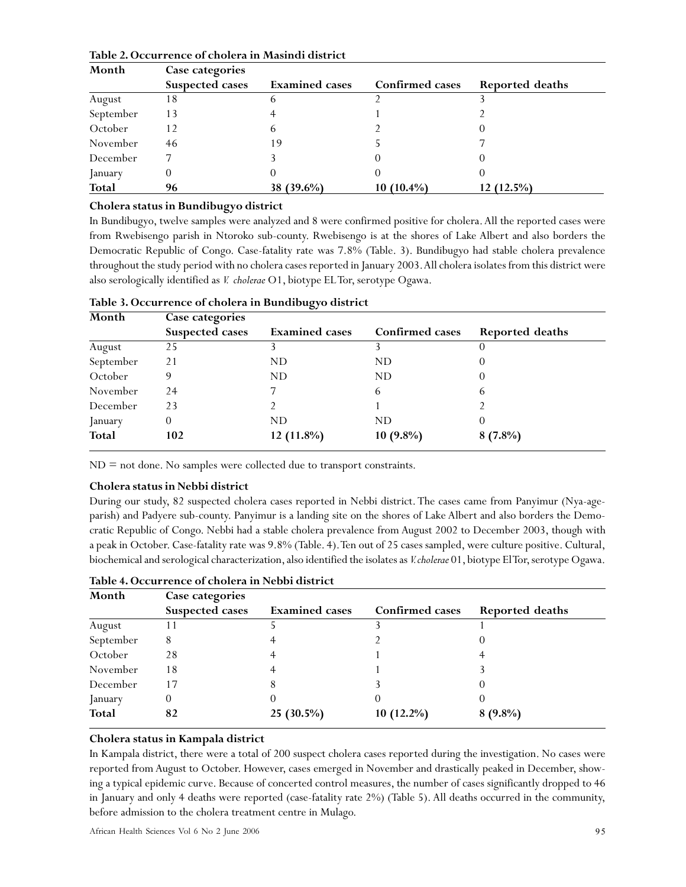**Table 2. Occurrence of cholera in Masindi district**

| Month | Case categories | | | |
|---|---|---|---|---|
| | Suspected cases | Examined cases | Confirmed cases | Reported deaths |
| August | 18 | 6 | 2 | 3 |
| September | 13 | 4 | 1 | 2 |
| October | 12 | 6 | 2 | 0 |
| November | 46 | 19 | 5 | 7 |
| December | 7 | 3 | 0 | 0 |
| January | 0 | 0 | 0 | 0 |
| **Total** | **96** | **38 (39.6%)** | **10 (10.4%)** | **12 (12.5%)** |

### Cholera status in Bundibugyo district

In Bundibugyo, twelve samples were analyzed and 8 were confirmed positive for cholera. All the reported cases were from Rwebisengo parish in Ntoroko sub-county. Rwebisengo is at the shores of Lake Albert and also borders the Democratic Republic of Congo. Case-fatality rate was 7.8% (Table. 3). Bundibugyo had stable cholera prevalence throughout the study period with no cholera cases reported in January 2003. All cholera isolates from this district were also serologically identified as *V. cholerae* O1, biotype EL Tor, serotype Ogawa.

**Table 3. Occurrence of cholera in Bundibugyo district**

| Month | Case categories | | | |
|---|---|---|---|---|
| | Suspected cases | Examined cases | Confirmed cases | Reported deaths |
| August | 25 | 3 | 3 | 0 |
| September | 21 | ND | ND | 0 |
| October | 9 | ND | ND | 0 |
| November | 24 | 7 | 6 | 6 |
| December | 23 | 2 | 1 | 2 |
| January | 0 | ND | ND | 0 |
| **Total** | **102** | **12 (11.8%)** | **10 (9.8%)** | **8 (7.8%)** |

ND = not done. No samples were collected due to transport constraints.

### Cholera status in Nebbi district

During our study, 82 suspected cholera cases reported in Nebbi district. The cases came from Panyimur (Nya-age-parish) and Padyere sub-county. Panyimur is a landing site on the shores of Lake Albert and also borders the Democratic Republic of Congo. Nebbi had a stable cholera prevalence from August 2002 to December 2003, though with a peak in October. Case-fatality rate was 9.8% (Table. 4). Ten out of 25 cases sampled, were culture positive. Cultural, biochemical and serological characterization, also identified the isolates as *V. cholerae* 01, biotype El Tor, serotype Ogawa.

**Table 4. Occurrence of cholera in Nebbi district**

| Month | Case categories | | | |
|---|---|---|---|---|
| | Suspected cases | Examined cases | Confirmed cases | Reported deaths |
| August | 11 | 5 | 3 | 1 |
| September | 8 | 4 | 2 | 0 |
| October | 28 | 4 | 1 | 4 |
| November | 18 | 4 | 1 | 3 |
| December | 17 | 8 | 3 | 0 |
| January | 0 | 0 | 0 | 0 |
| **Total** | **82** | **25 (30.5%)** | **10 (12.2%)** | **8 (9.8%)** |

### Cholera status in Kampala district

In Kampala district, there were a total of 200 suspect cholera cases reported during the investigation. No cases were reported from August to October. However, cases emerged in November and drastically peaked in December, showing a typical epidemic curve. Because of concerted control measures, the number of cases significantly dropped to 46 in January and only 4 deaths were reported (case-fatality rate 2%) (Table 5). All deaths occurred in the community, before admission to the cholera treatment centre in Mulago.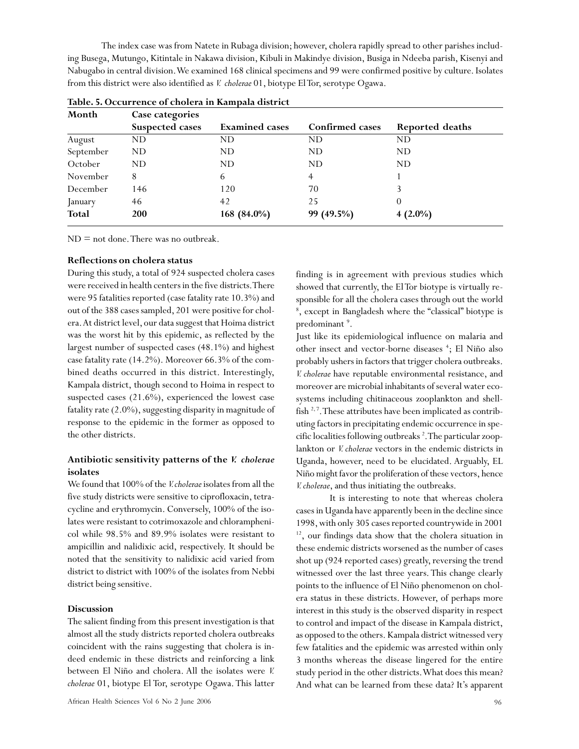The index case was from Natete in Rubaga division; however, cholera rapidly spread to other parishes including Busega, Mutungo, Kitintale in Nakawa division, Kibuli in Makindye division, Busiga in Ndeeba parish, Kisenyi and Nabugabo in central division. We examined 168 clinical specimens and 99 were confirmed positive by culture. Isolates from this district were also identified as *V. cholerae* 01, biotype El Tor, serotype Ogawa.

**Table. 5. Occurrence of cholera in Kampala district**

| Month | Case categories | | | |
|---|---|---|---|---|
| | Suspected cases | Examined cases | Confirmed cases | Reported deaths |
| August | ND | ND | ND | ND |
| September | ND | ND | ND | ND |
| October | ND | ND | ND | ND |
| November | 8 | 6 | 4 | 1 |
| December | 146 | 120 | 70 | 3 |
| January | 46 | 42 | 25 | 0 |
| **Total** | **200** | **168 (84.0%)** | **99 (49.5%)** | **4 (2.0%)** |

ND = not done. There was no outbreak.

### Reflections on cholera status

During this study, a total of 924 suspected cholera cases were received in health centers in the five districts. There were 95 fatalities reported (case fatality rate 10.3%) and out of the 388 cases sampled, 201 were positive for cholera. At district level, our data suggest that Hoima district was the worst hit by this epidemic, as reflected by the largest number of suspected cases (48.1%) and highest case fatality rate (14.2%). Moreover 66.3% of the combined deaths occurred in this district. Interestingly, Kampala district, though second to Hoima in respect to suspected cases (21.6%), experienced the lowest case fatality rate (2.0%), suggesting disparity in magnitude of response to the epidemic in the former as opposed to the other districts.

### Antibiotic sensitivity patterns of the *V. cholerae* isolates

We found that 100% of the *V. cholerae* isolates from all the five study districts were sensitive to ciprofloxacin, tetracycline and erythromycin. Conversely, 100% of the isolates were resistant to cotrimoxazole and chloramphenicol while 98.5% and 89.9% isolates were resistant to ampicillin and nalidixic acid, respectively. It should be noted that the sensitivity to nalidixic acid varied from district to district with 100% of the isolates from Nebbi district being sensitive.

### Discussion

The salient finding from this present investigation is that almost all the study districts reported cholera outbreaks coincident with the rains suggesting that cholera is indeed endemic in these districts and reinforcing a link between El Niño and cholera. All the isolates were *V. cholerae* 01, biotype El Tor, serotype Ogawa. This latter finding is in agreement with previous studies which showed that currently, the El Tor biotype is virtually responsible for all the cholera cases through out the world [8], except in Bangladesh where the "classical" biotype is predominant [9].

Just like its epidemiological influence on malaria and other insect and vector-borne diseases [4]; El Niño also probably ushers in factors that trigger cholera outbreaks. *V. cholerae* have reputable environmental resistance, and moreover are microbial inhabitants of several water ecosystems including chitinaceous zooplankton and shellfish [2, 7]. These attributes have been implicated as contributing factors in precipitating endemic occurrence in specific localities following outbreaks [2]. The particular zooplankton or *V. cholerae* vectors in the endemic districts in Uganda, however, need to be elucidated. Arguably, EL Niño might favor the proliferation of these vectors, hence *V. cholerae*, and thus initiating the outbreaks.

It is interesting to note that whereas cholera cases in Uganda have apparently been in the decline since 1998, with only 305 cases reported countrywide in 2001 [12], our findings data show that the cholera situation in these endemic districts worsened as the number of cases shot up (924 reported cases) greatly, reversing the trend witnessed over the last three years. This change clearly points to the influence of El Niño phenomenon on cholera status in these districts. However, of perhaps more interest in this study is the observed disparity in respect to control and impact of the disease in Kampala district, as opposed to the others. Kampala district witnessed very few fatalities and the epidemic was arrested within only 3 months whereas the disease lingered for the entire study period in the other districts. What does this mean? And what can be learned from these data? It's apparent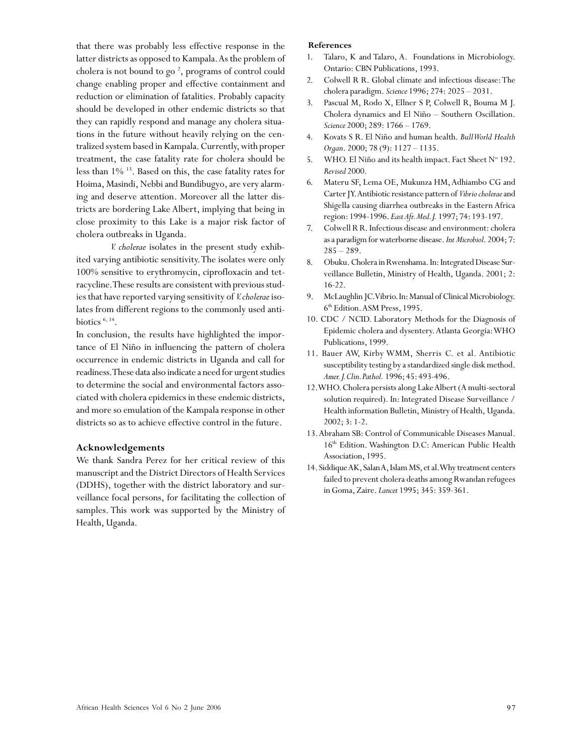that there was probably less effective response in the latter districts as opposed to Kampala. As the problem of cholera is not bound to go [2], programs of control could change enabling proper and effective containment and reduction or elimination of fatalities. Probably capacity should be developed in other endemic districts so that they can rapidly respond and manage any cholera situations in the future without heavily relying on the centralized system based in Kampala. Currently, with proper treatment, the case fatality rate for cholera should be less than 1% [13]. Based on this, the case fatality rates for Hoima, Masindi, Nebbi and Bundibugyo, are very alarming and deserve attention. Moreover all the latter districts are bordering Lake Albert, implying that being in close proximity to this Lake is a major risk factor of cholera outbreaks in Uganda.

*V. cholerae* isolates in the present study exhibited varying antibiotic sensitivity. The isolates were only 100% sensitive to erythromycin, ciprofloxacin and tetracycline. These results are consistent with previous studies that have reported varying sensitivity of *V. cholerae* isolates from different regions to the commonly used antibiotics [6, 14].

In conclusion, the results have highlighted the importance of El Niño in influencing the pattern of cholera occurrence in endemic districts in Uganda and call for readiness. These data also indicate a need for urgent studies to determine the social and environmental factors associated with cholera epidemics in these endemic districts, and more so emulation of the Kampala response in other districts so as to achieve effective control in the future.

## Acknowledgements

We thank Sandra Perez for her critical review of this manuscript and the District Directors of Health Services (DDHS), together with the district laboratory and surveillance focal persons, for facilitating the collection of samples. This work was supported by the Ministry of Health, Uganda.

## References

1. Talaro, K and Talaro, A. Foundations in Microbiology. Ontario: CBN Publications, 1993.
2. Colwell R R. Global climate and infectious disease: The cholera paradigm. *Science* 1996; 274: 2025 – 2031.
3. Pascual M, Rodo X, Ellner S P, Colwell R, Bouma M J. Cholera dynamics and El Niño – Southern Oscillation. *Science* 2000; 289: 1766 – 1769.
4. Kovats S R. El Niño and human health. *Bull World Health Organ*. 2000; 78 (9): 1127 – 1135.
5. WHO. El Niño and its health impact. Fact Sheet N° 192. *Revised* 2000.
6. Materu SF, Lema OE, Mukunza HM, Adhiambo CG and Carter JY. Antibiotic resistance pattern of *Vibrio cholerae* and Shigella causing diarrhea outbreaks in the Eastern Africa region: 1994-1996. *East Afr. Med. J.* 1997; 74: 193-197.
7. Colwell R R. Infectious disease and environment: cholera as a paradigm for waterborne disease. *Int Microbiol*. 2004; 7: 285 – 289.
8. Obuku. Cholera in Rwenshama. In: Integrated Disease Surveillance Bulletin, Ministry of Health, Uganda. 2001; 2: 16-22.
9. McLaughlin JC. Vibrio. In: Manual of Clinical Microbiology. 6th Edition. ASM Press, 1995.
10. CDC / NCID. Laboratory Methods for the Diagnosis of Epidemic cholera and dysentery. Atlanta Georgia: WHO Publications, 1999.
11. Bauer AW, Kirby WMM, Sherris C. et al. Antibiotic susceptibility testing by a standardized single disk method. *Amer. J. Clin. Pathol.* 1996; 45: 493-496.
12. WHO. Cholera persists along Lake Albert (A multi-sectoral solution required). In: Integrated Disease Surveillance / Health information Bulletin, Ministry of Health, Uganda. 2002; 3: 1-2.
13. Abraham SB: Control of Communicable Diseases Manual. 16th Edition. Washington D.C: American Public Health Association, 1995.
14. Siddique AK, Salan A, Islam MS, et al. Why treatment centers failed to prevent cholera deaths among Rwandan refugees in Goma, Zaire. *Lancet* 1995; 345: 359-361.